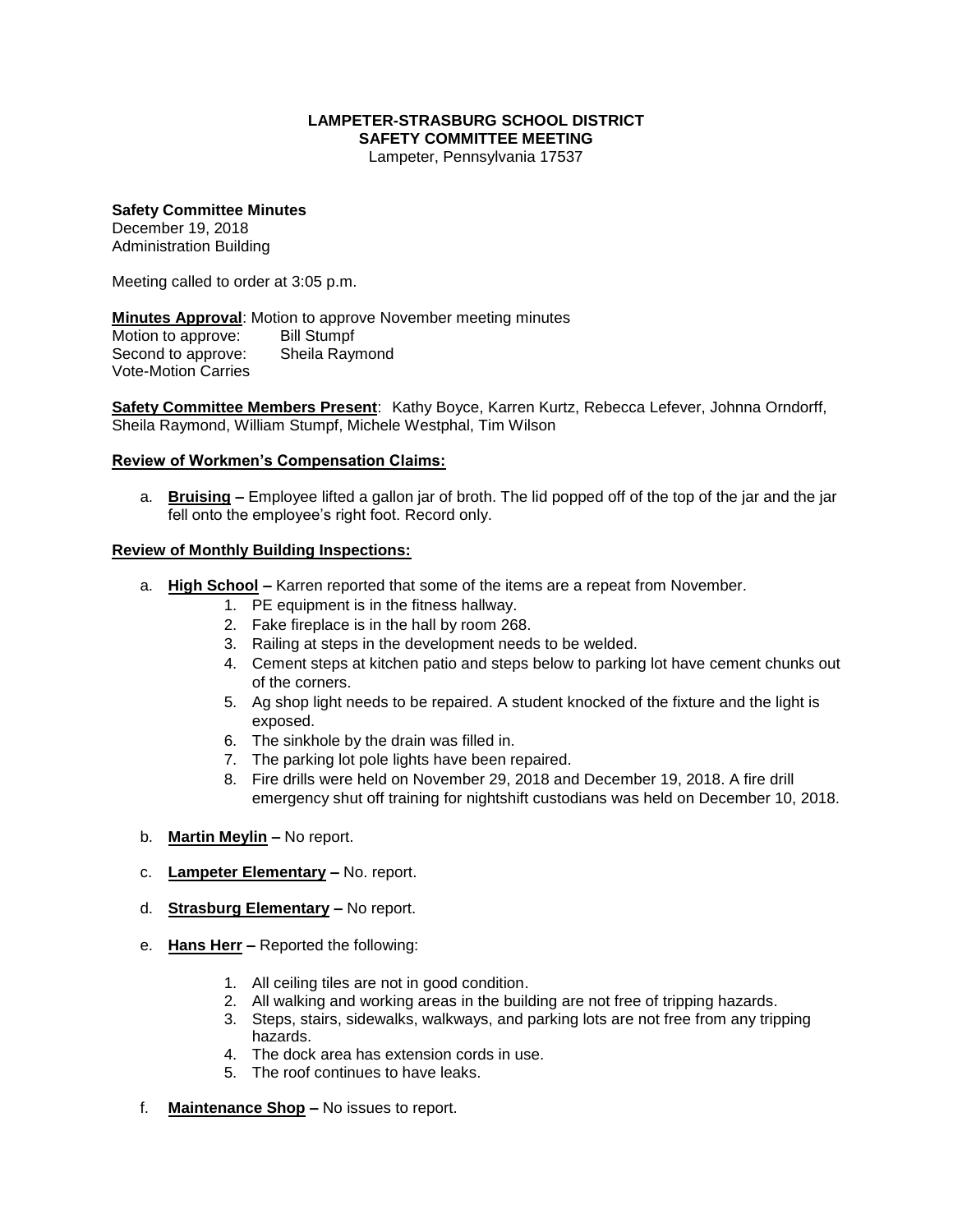**LAMPETER-STRASBURG SCHOOL DISTRICT**
**SAFETY COMMITTEE MEETING**
Lampeter, Pennsylvania 17537

**Safety Committee Minutes**
December 19, 2018
Administration Building

Meeting called to order at 3:05 p.m.

**Minutes Approval**: Motion to approve November meeting minutes
Motion to approve: Bill Stumpf
Second to approve: Sheila Raymond
Vote-Motion Carries

**Safety Committee Members Present**: Kathy Boyce, Karren Kurtz, Rebecca Lefever, Johnna Orndorff, Sheila Raymond, William Stumpf, Michele Westphal, Tim Wilson

**Review of Workmen's Compensation Claims:**

a. **Bruising –** Employee lifted a gallon jar of broth. The lid popped off of the top of the jar and the jar fell onto the employee's right foot. Record only.

**Review of Monthly Building Inspections:**

a. **High School –** Karren reported that some of the items are a repeat from November.
   1. PE equipment is in the fitness hallway.
   2. Fake fireplace is in the hall by room 268.
   3. Railing at steps in the development needs to be welded.
   4. Cement steps at kitchen patio and steps below to parking lot have cement chunks out of the corners.
   5. Ag shop light needs to be repaired. A student knocked of the fixture and the light is exposed.
   6. The sinkhole by the drain was filled in.
   7. The parking lot pole lights have been repaired.
   8. Fire drills were held on November 29, 2018 and December 19, 2018. A fire drill emergency shut off training for nightshift custodians was held on December 10, 2018.

b. **Martin Meylin –** No report.

c. **Lampeter Elementary –** No. report.

d. **Strasburg Elementary –** No report.

e. **Hans Herr –** Reported the following:
   1. All ceiling tiles are not in good condition.
   2. All walking and working areas in the building are not free of tripping hazards.
   3. Steps, stairs, sidewalks, walkways, and parking lots are not free from any tripping hazards.
   4. The dock area has extension cords in use.
   5. The roof continues to have leaks.

f. **Maintenance Shop –** No issues to report.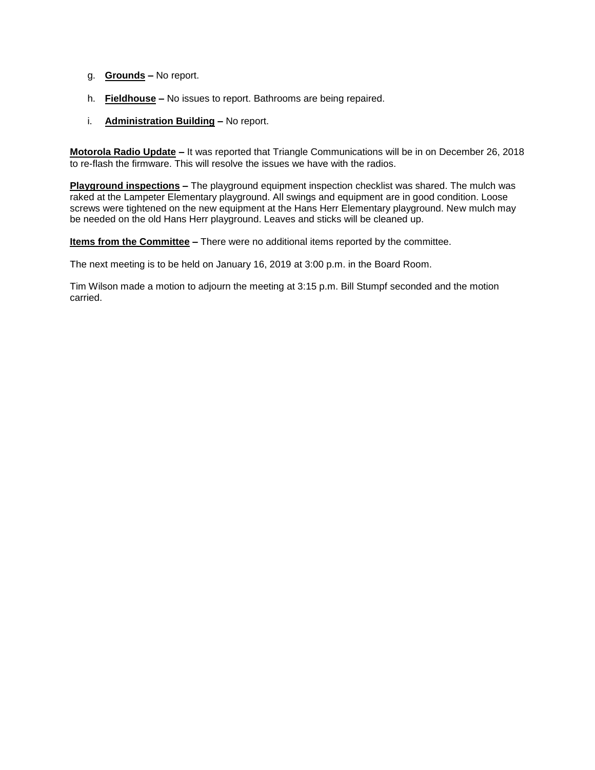g. **<u>Grounds</u> –** No report.

h. **<u>Fieldhouse</u> –** No issues to report. Bathrooms are being repaired.

i. **<u>Administration Building</u> –** No report.

**<u>Motorola Radio Update</u> –** It was reported that Triangle Communications will be in on December 26, 2018 to re-flash the firmware. This will resolve the issues we have with the radios.

**<u>Playground inspections</u> –** The playground equipment inspection checklist was shared. The mulch was raked at the Lampeter Elementary playground. All swings and equipment are in good condition. Loose screws were tightened on the new equipment at the Hans Herr Elementary playground. New mulch may be needed on the old Hans Herr playground. Leaves and sticks will be cleaned up.

**<u>Items from the Committee</u> –** There were no additional items reported by the committee.

The next meeting is to be held on January 16, 2019 at 3:00 p.m. in the Board Room.

Tim Wilson made a motion to adjourn the meeting at 3:15 p.m. Bill Stumpf seconded and the motion carried.